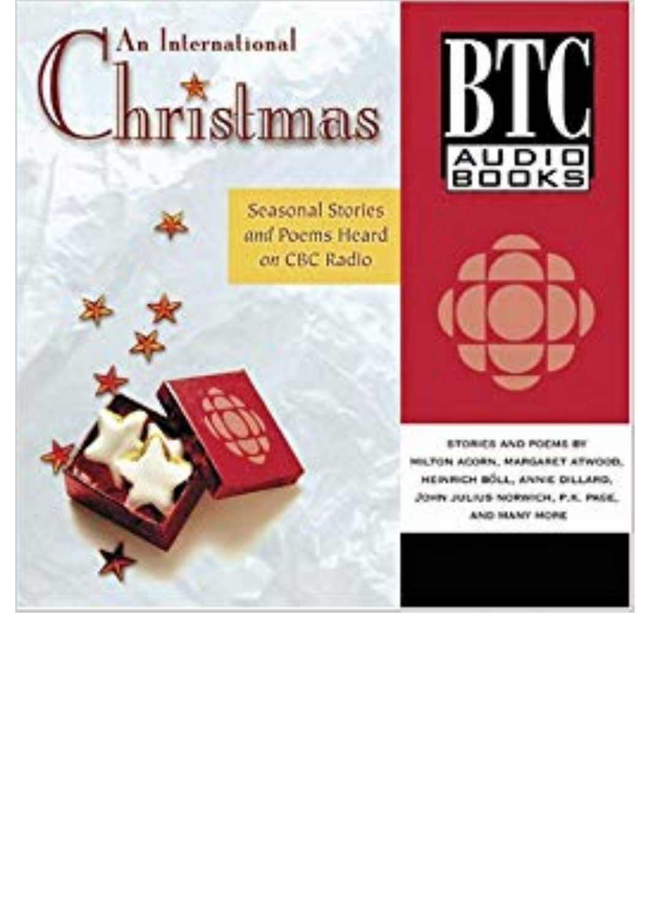# An International Christmas

Seasonal Stories and Poems Heard on CBC Radio

BTC AUDIO BOOKS

STORIES AND POEMS BY MILTON ACORN, MARGARET ATWOOD, HEINRICH BÖLL, ANNIE DILLARD, JOHN JULIUS NORWICH, P.K. PAGE, AND MANY MORE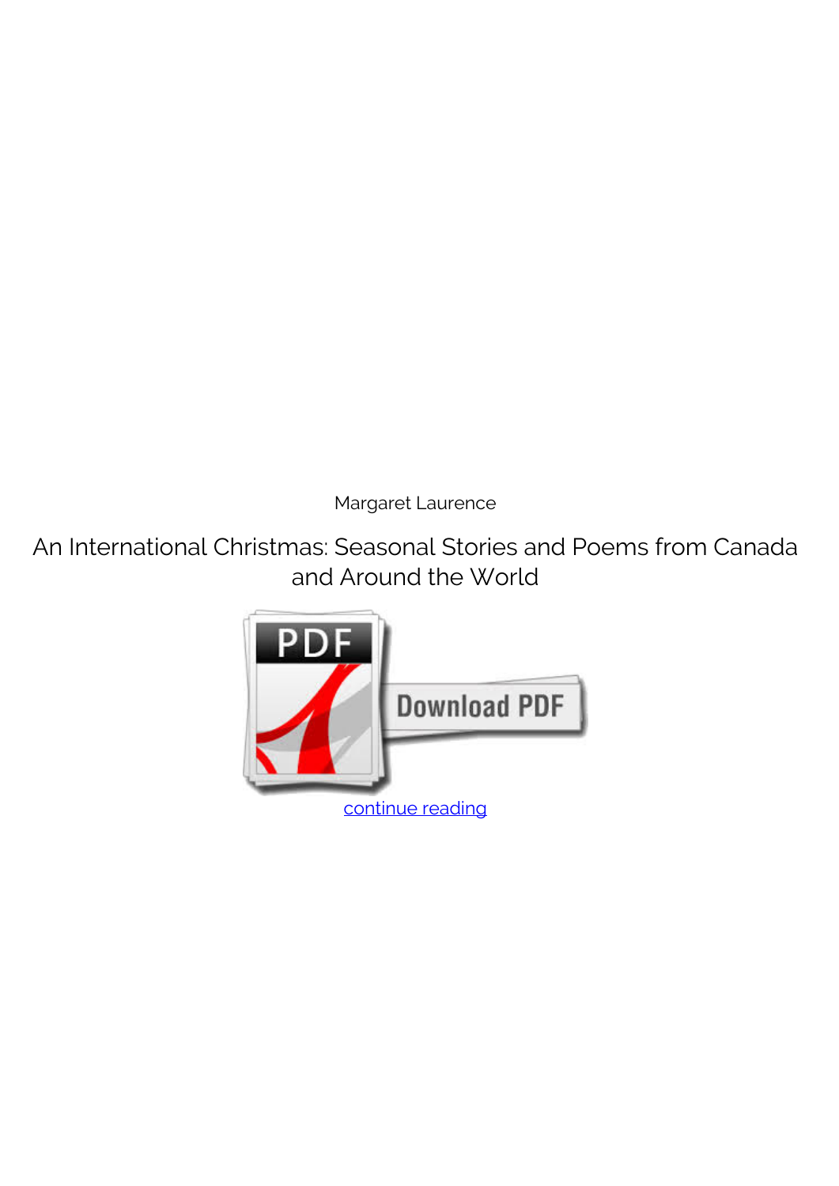Margaret Laurence

An International Christmas: Seasonal Stories and Poems from Canada and Around the World

continue reading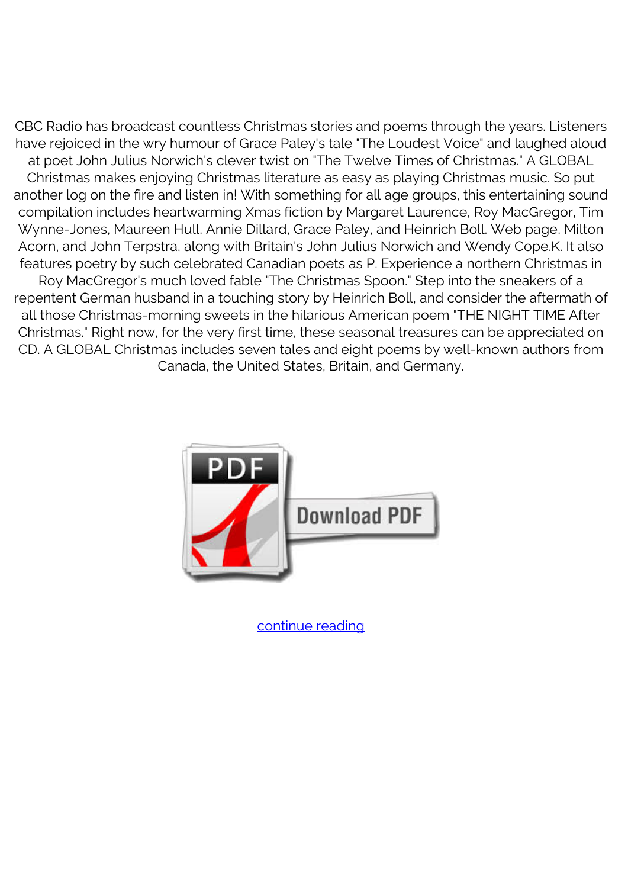CBC Radio has broadcast countless Christmas stories and poems through the years. Listeners have rejoiced in the wry humour of Grace Paley's tale "The Loudest Voice" and laughed aloud at poet John Julius Norwich's clever twist on "The Twelve Times of Christmas." A GLOBAL Christmas makes enjoying Christmas literature as easy as playing Christmas music. So put another log on the fire and listen in! With something for all age groups, this entertaining sound compilation includes heartwarming Xmas fiction by Margaret Laurence, Roy MacGregor, Tim Wynne-Jones, Maureen Hull, Annie Dillard, Grace Paley, and Heinrich Boll. Web page, Milton Acorn, and John Terpstra, along with Britain's John Julius Norwich and Wendy Cope.K. It also features poetry by such celebrated Canadian poets as P. Experience a northern Christmas in Roy MacGregor's much loved fable "The Christmas Spoon." Step into the sneakers of a repentent German husband in a touching story by Heinrich Boll, and consider the aftermath of all those Christmas-morning sweets in the hilarious American poem "THE NIGHT TIME After Christmas." Right now, for the very first time, these seasonal treasures can be appreciated on CD. A GLOBAL Christmas includes seven tales and eight poems by well-known authors from Canada, the United States, Britain, and Germany.

PDF Download PDF

continue reading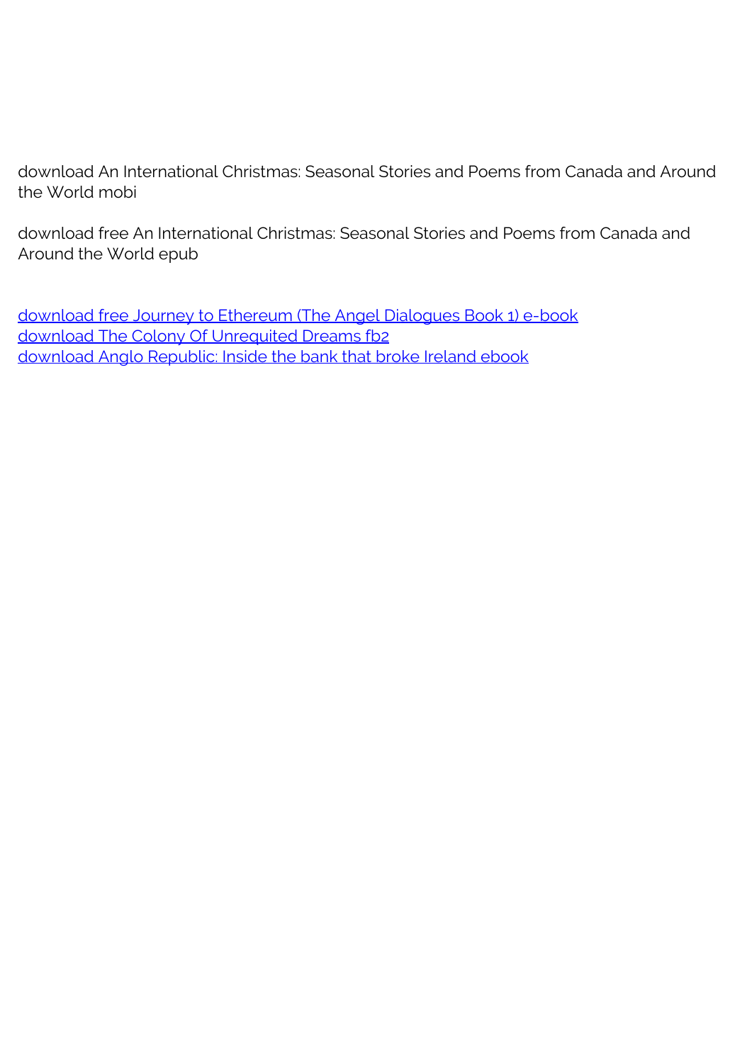download An International Christmas: Seasonal Stories and Poems from Canada and Around the World mobi

download free An International Christmas: Seasonal Stories and Poems from Canada and Around the World epub

download free Journey to Ethereum (The Angel Dialogues Book 1) e-book
download The Colony Of Unrequited Dreams fb2
download Anglo Republic: Inside the bank that broke Ireland ebook